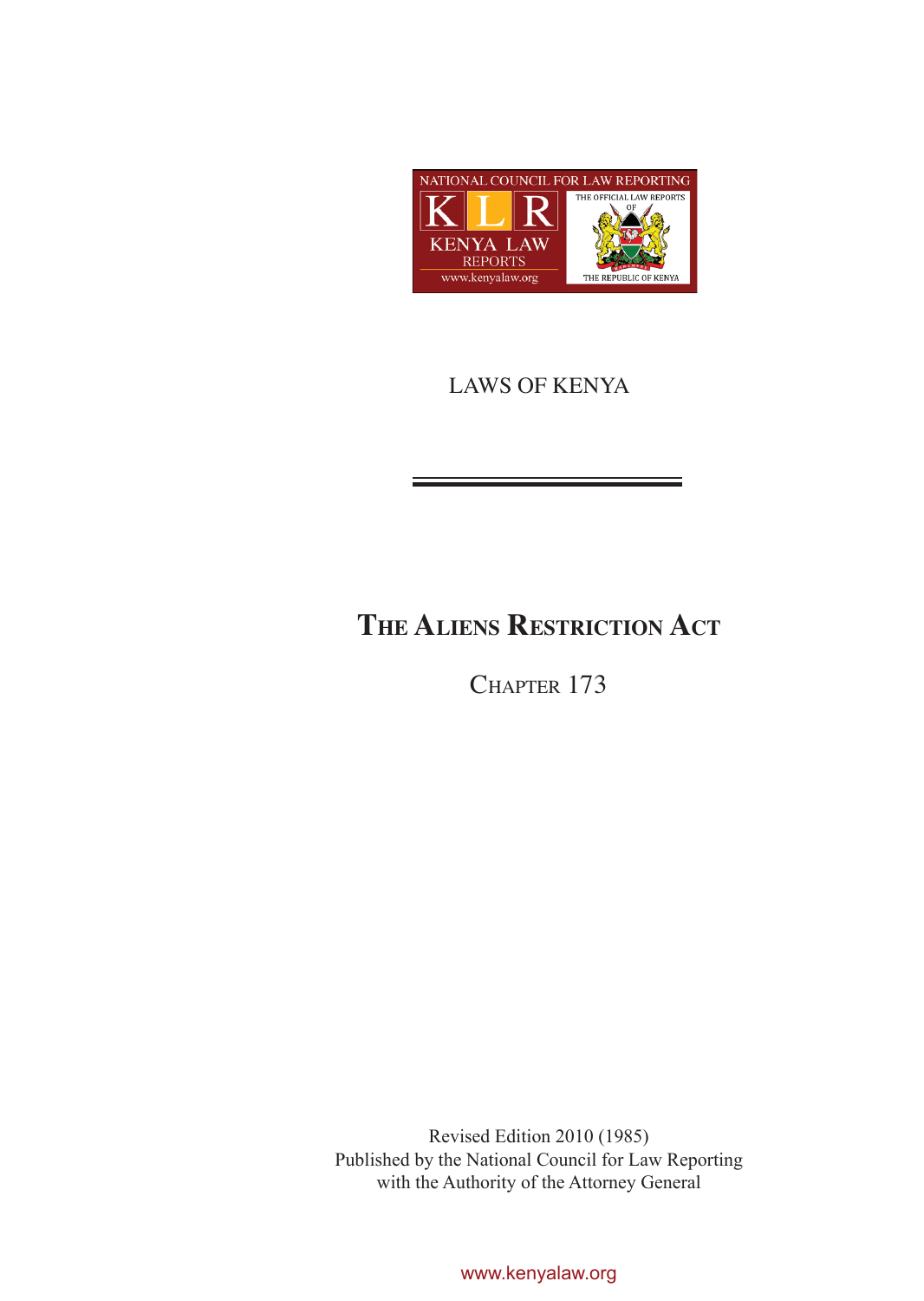NATIONAL COUNCIL FOR LAW REPORTING

KENYA LAW REPORTS

www.kenyalaw.org

THE OFFICIAL LAW REPORTS OF THE REPUBLIC OF KENYA

LAWS OF KENYA

# The Aliens Restriction Act

## Chapter 173

Revised Edition 2010 (1985)
Published by the National Council for Law Reporting
with the Authority of the Attorney General

www.kenyalaw.org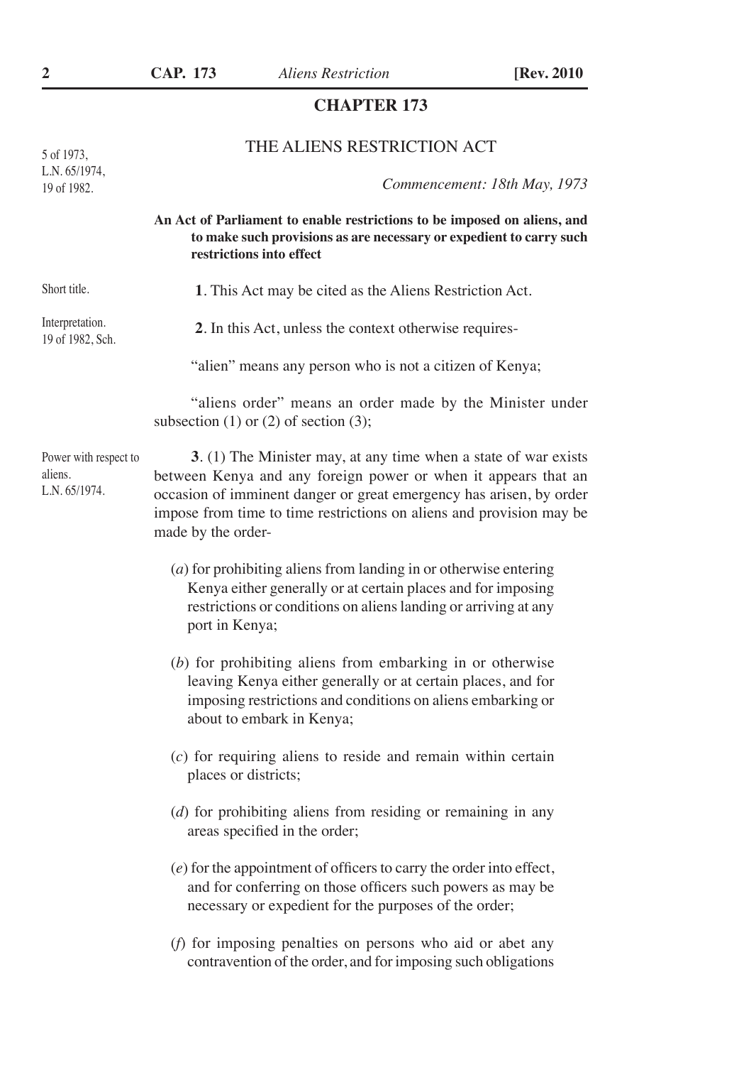## CHAPTER 173

### THE ALIENS RESTRICTION ACT

5 of 1973,
L.N. 65/1974,
19 of 1982.

*Commencement: 18th May, 1973*

**An Act of Parliament to enable restrictions to be imposed on aliens, and to make such provisions as are necessary or expedient to carry such restrictions into effect**

Short title.

**1**. This Act may be cited as the Aliens Restriction Act.

Interpretation.
19 of 1982, Sch.

**2**. In this Act, unless the context otherwise requires-

"alien" means any person who is not a citizen of Kenya;

"aliens order" means an order made by the Minister under subsection (1) or (2) of section (3);

Power with respect to aliens.
L.N. 65/1974.

**3**. (1) The Minister may, at any time when a state of war exists between Kenya and any foreign power or when it appears that an occasion of imminent danger or great emergency has arisen, by order impose from time to time restrictions on aliens and provision may be made by the order-

(*a*) for prohibiting aliens from landing in or otherwise entering Kenya either generally or at certain places and for imposing restrictions or conditions on aliens landing or arriving at any port in Kenya;

(*b*) for prohibiting aliens from embarking in or otherwise leaving Kenya either generally or at certain places, and for imposing restrictions and conditions on aliens embarking or about to embark in Kenya;

(*c*) for requiring aliens to reside and remain within certain places or districts;

(*d*) for prohibiting aliens from residing or remaining in any areas specified in the order;

(*e*) for the appointment of officers to carry the order into effect, and for conferring on those officers such powers as may be necessary or expedient for the purposes of the order;

(*f*) for imposing penalties on persons who aid or abet any contravention of the order, and for imposing such obligations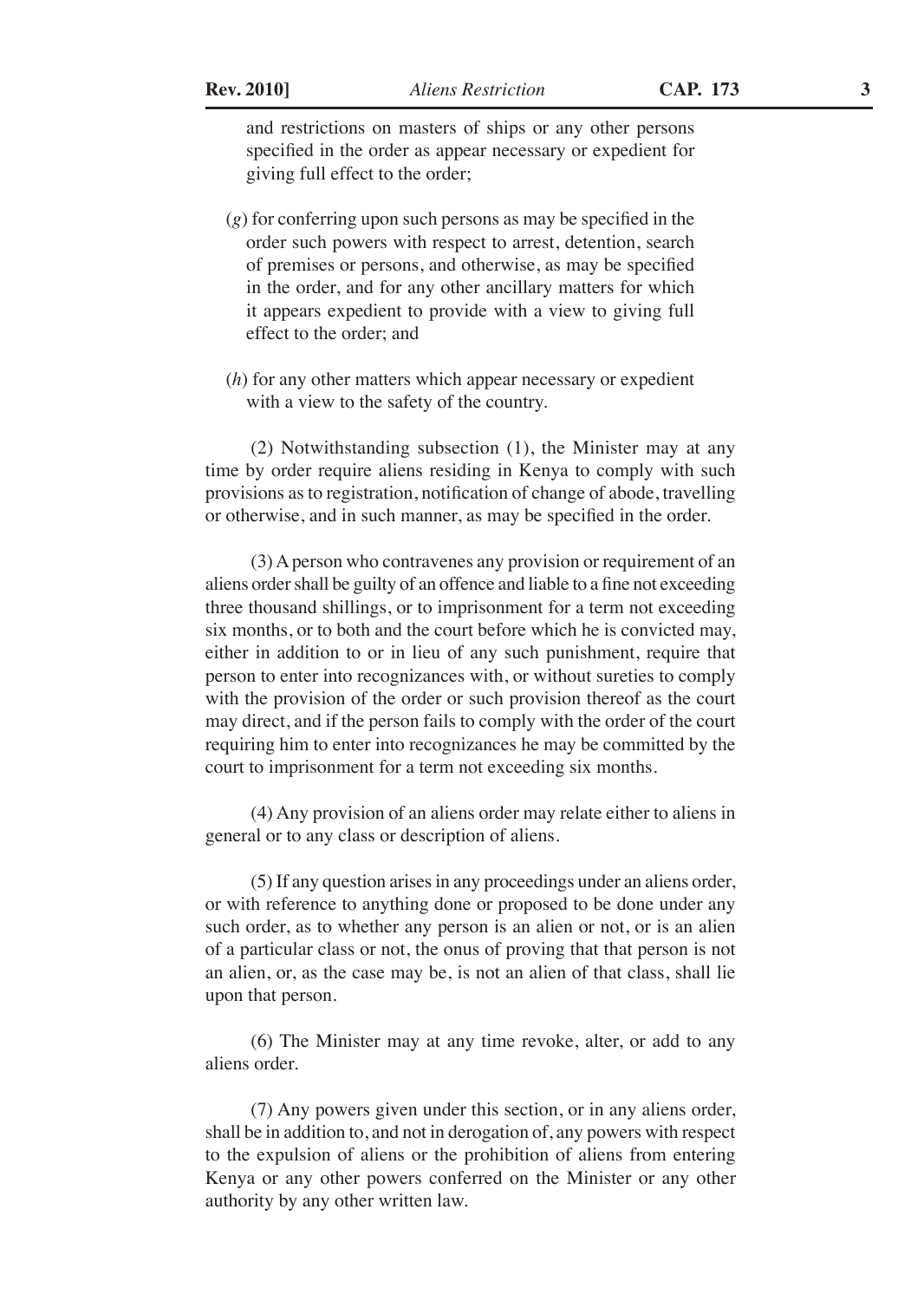and restrictions on masters of ships or any other persons specified in the order as appear necessary or expedient for giving full effect to the order;

(*g*) for conferring upon such persons as may be specified in the order such powers with respect to arrest, detention, search of premises or persons, and otherwise, as may be specified in the order, and for any other ancillary matters for which it appears expedient to provide with a view to giving full effect to the order; and

(*h*) for any other matters which appear necessary or expedient with a view to the safety of the country.

(2) Notwithstanding subsection (1), the Minister may at any time by order require aliens residing in Kenya to comply with such provisions as to registration, notification of change of abode, travelling or otherwise, and in such manner, as may be specified in the order.

(3) A person who contravenes any provision or requirement of an aliens order shall be guilty of an offence and liable to a fine not exceeding three thousand shillings, or to imprisonment for a term not exceeding six months, or to both and the court before which he is convicted may, either in addition to or in lieu of any such punishment, require that person to enter into recognizances with, or without sureties to comply with the provision of the order or such provision thereof as the court may direct, and if the person fails to comply with the order of the court requiring him to enter into recognizances he may be committed by the court to imprisonment for a term not exceeding six months.

(4) Any provision of an aliens order may relate either to aliens in general or to any class or description of aliens.

(5) If any question arises in any proceedings under an aliens order, or with reference to anything done or proposed to be done under any such order, as to whether any person is an alien or not, or is an alien of a particular class or not, the onus of proving that that person is not an alien, or, as the case may be, is not an alien of that class, shall lie upon that person.

(6) The Minister may at any time revoke, alter, or add to any aliens order.

(7) Any powers given under this section, or in any aliens order, shall be in addition to, and not in derogation of, any powers with respect to the expulsion of aliens or the prohibition of aliens from entering Kenya or any other powers conferred on the Minister or any other authority by any other written law.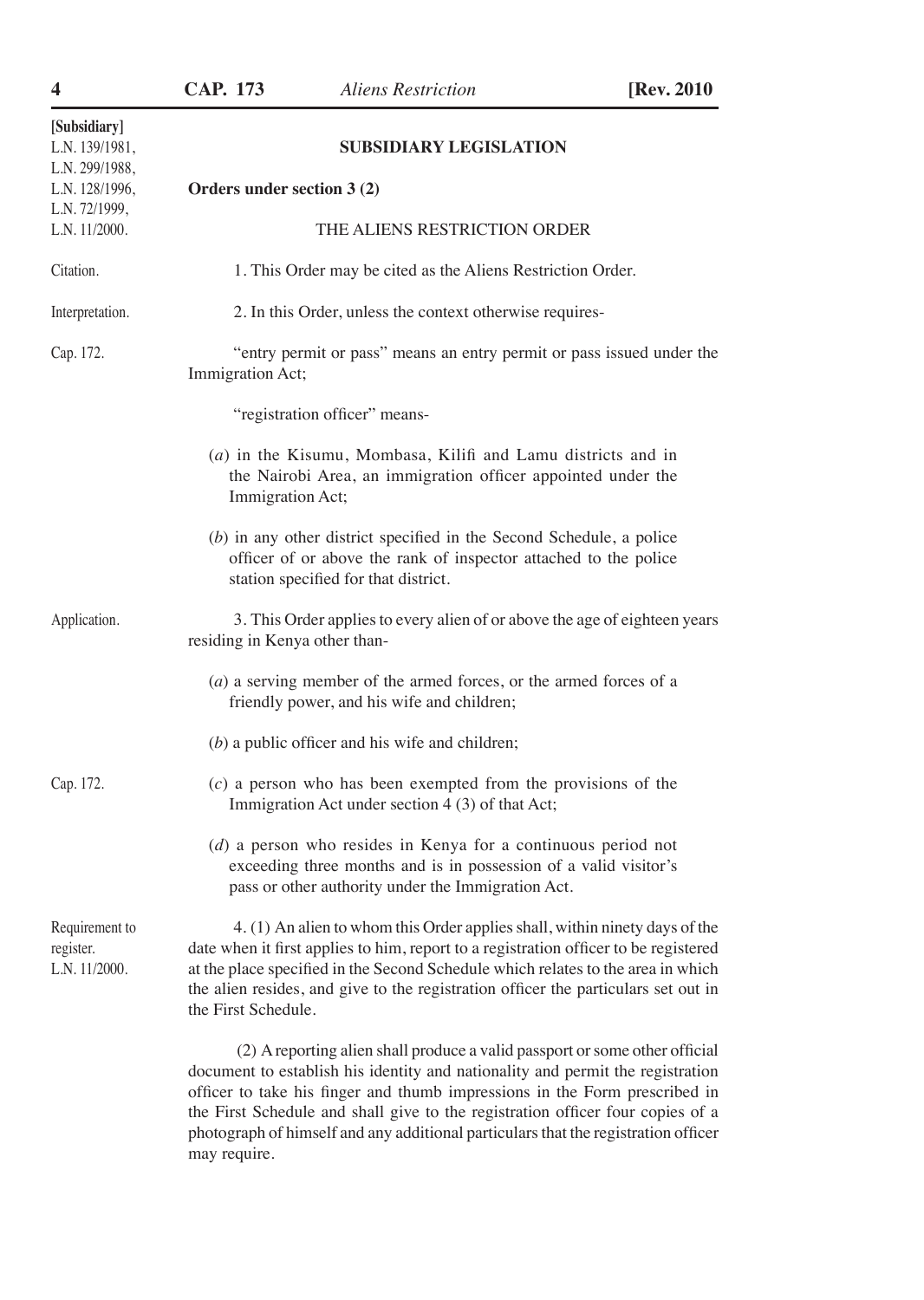[Subsidiary]
L.N. 139/1981,
L.N. 299/1988,
L.N. 128/1996,
L.N. 72/1999,
L.N. 11/2000.

## SUBSIDIARY LEGISLATION

**Orders under section 3 (2)**

### THE ALIENS RESTRICTION ORDER

Citation.

1. This Order may be cited as the Aliens Restriction Order.

Interpretation.

2. In this Order, unless the context otherwise requires-

Cap. 172.

"entry permit or pass" means an entry permit or pass issued under the Immigration Act;

"registration officer" means-

(*a*) in the Kisumu, Mombasa, Kilifi and Lamu districts and in the Nairobi Area, an immigration officer appointed under the Immigration Act;

(*b*) in any other district specified in the Second Schedule, a police officer of or above the rank of inspector attached to the police station specified for that district.

Application.

3. This Order applies to every alien of or above the age of eighteen years residing in Kenya other than-

(*a*) a serving member of the armed forces, or the armed forces of a friendly power, and his wife and children;

(*b*) a public officer and his wife and children;

Cap. 172.

(*c*) a person who has been exempted from the provisions of the Immigration Act under section 4 (3) of that Act;

(*d*) a person who resides in Kenya for a continuous period not exceeding three months and is in possession of a valid visitor's pass or other authority under the Immigration Act.

Requirement to register.
L.N. 11/2000.

4. (1) An alien to whom this Order applies shall, within ninety days of the date when it first applies to him, report to a registration officer to be registered at the place specified in the Second Schedule which relates to the area in which the alien resides, and give to the registration officer the particulars set out in the First Schedule.

(2) A reporting alien shall produce a valid passport or some other official document to establish his identity and nationality and permit the registration officer to take his finger and thumb impressions in the Form prescribed in the First Schedule and shall give to the registration officer four copies of a photograph of himself and any additional particulars that the registration officer may require.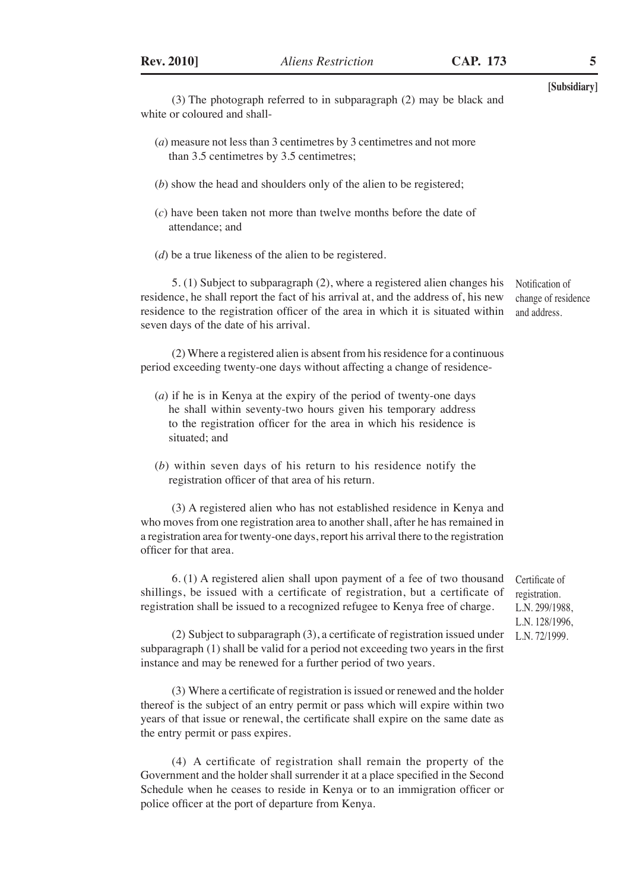**[Subsidiary]**

(3) The photograph referred to in subparagraph (2) may be black and white or coloured and shall-

(*a*) measure not less than 3 centimetres by 3 centimetres and not more than 3.5 centimetres by 3.5 centimetres;

(*b*) show the head and shoulders only of the alien to be registered;

(*c*) have been taken not more than twelve months before the date of attendance; and

(*d*) be a true likeness of the alien to be registered.

Notification of change of residence and address.

5. (1) Subject to subparagraph (2), where a registered alien changes his residence, he shall report the fact of his arrival at, and the address of, his new residence to the registration officer of the area in which it is situated within seven days of the date of his arrival.

(2) Where a registered alien is absent from his residence for a continuous period exceeding twenty-one days without affecting a change of residence-

(*a*) if he is in Kenya at the expiry of the period of twenty-one days he shall within seventy-two hours given his temporary address to the registration officer for the area in which his residence is situated; and

(*b*) within seven days of his return to his residence notify the registration officer of that area of his return.

(3) A registered alien who has not established residence in Kenya and who moves from one registration area to another shall, after he has remained in a registration area for twenty-one days, report his arrival there to the registration officer for that area.

Certificate of registration. L.N. 299/1988, L.N. 128/1996, L.N. 72/1999.

6. (1) A registered alien shall upon payment of a fee of two thousand shillings, be issued with a certificate of registration, but a certificate of registration shall be issued to a recognized refugee to Kenya free of charge.

(2) Subject to subparagraph (3), a certificate of registration issued under subparagraph (1) shall be valid for a period not exceeding two years in the first instance and may be renewed for a further period of two years.

(3) Where a certificate of registration is issued or renewed and the holder thereof is the subject of an entry permit or pass which will expire within two years of that issue or renewal, the certificate shall expire on the same date as the entry permit or pass expires.

(4) A certificate of registration shall remain the property of the Government and the holder shall surrender it at a place specified in the Second Schedule when he ceases to reside in Kenya or to an immigration officer or police officer at the port of departure from Kenya.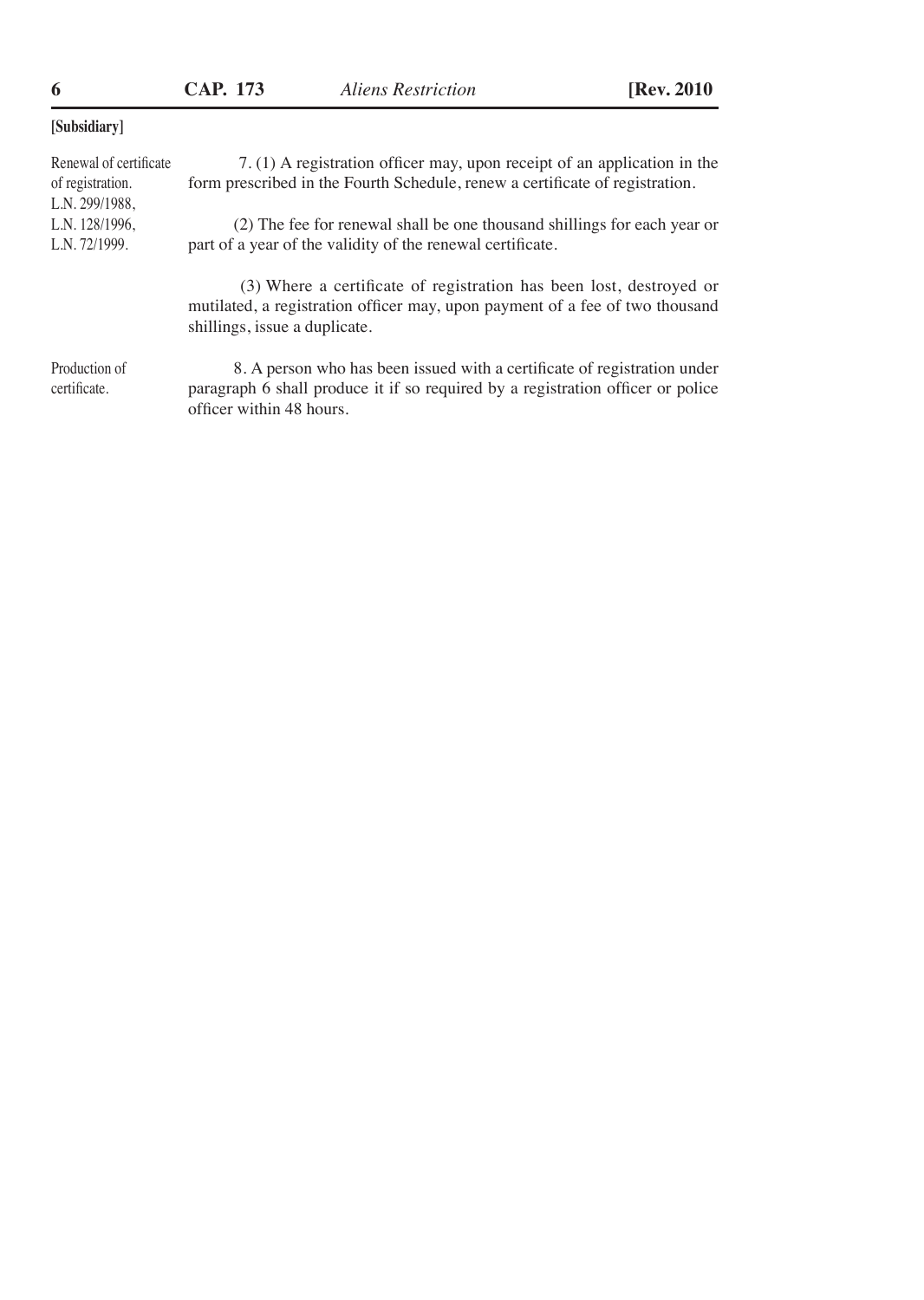[Subsidiary]

Renewal of certificate of registration. L.N. 299/1988, L.N. 128/1996, L.N. 72/1999.

7. (1) A registration officer may, upon receipt of an application in the form prescribed in the Fourth Schedule, renew a certificate of registration.

(2) The fee for renewal shall be one thousand shillings for each year or part of a year of the validity of the renewal certificate.

(3) Where a certificate of registration has been lost, destroyed or mutilated, a registration officer may, upon payment of a fee of two thousand shillings, issue a duplicate.

Production of certificate.

8. A person who has been issued with a certificate of registration under paragraph 6 shall produce it if so required by a registration officer or police officer within 48 hours.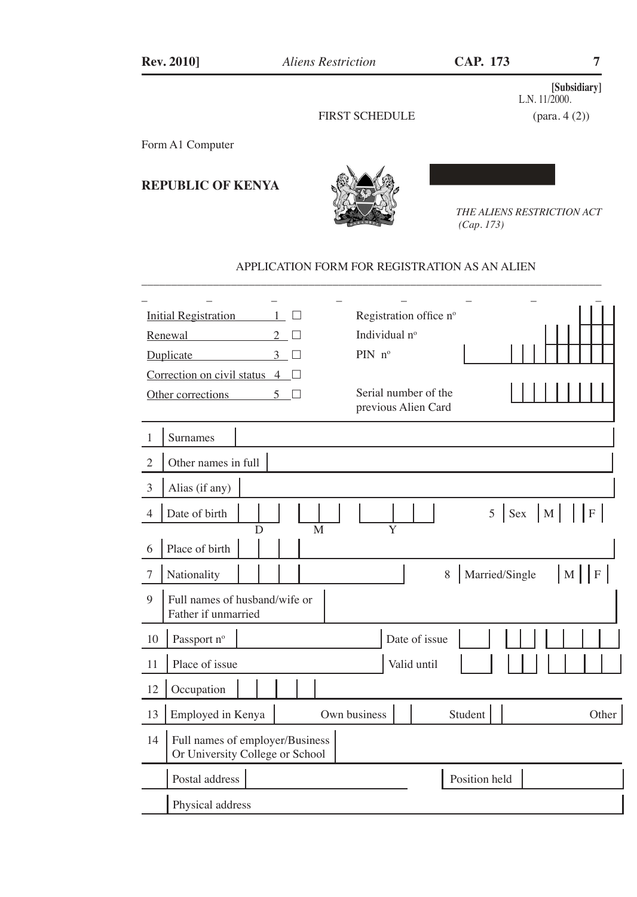[Subsidiary]
L.N. 11/2000.

FIRST SCHEDULE

(para. 4 (2))

Form A1 Computer

**REPUBLIC OF KENYA**

*THE ALIENS RESTRICTION ACT*
*(Cap. 173)*

APPLICATION FORM FOR REGISTRATION AS AN ALIEN

| | | |
|---|---|---|
| Initial Registration 1 ☐ | Registration office nº | |
| Renewal 2 ☐ | Individual nº | |
| Duplicate 3 ☐ | PIN nº | |
| Correction on civil status 4 ☐ | | |
| Other corrections 5 ☐ | Serial number of the previous Alien Card | |

| | | | | |
|---|---|---|---|---|
| 1 | Surnames | | | |
| 2 | Other names in full | | | |
| 3 | Alias (if any) | | | |
| 4 | Date of birth (D M Y) | | 5 Sex | M F |
| 6 | Place of birth | | | |
| 7 | Nationality | | 8 Married/Single | M F |
| 9 | Full names of husband/wife or Father if unmarried | | | |
| 10 | Passport nº | | Date of issue | |
| 11 | Place of issue | | Valid until | |
| 12 | Occupation | | | |
| 13 | Employed in Kenya | Own business | Student | Other |
| 14 | Full names of employer/Business Or University College or School | | | |
| | Postal address | | Position held | |
| | Physical address | | | |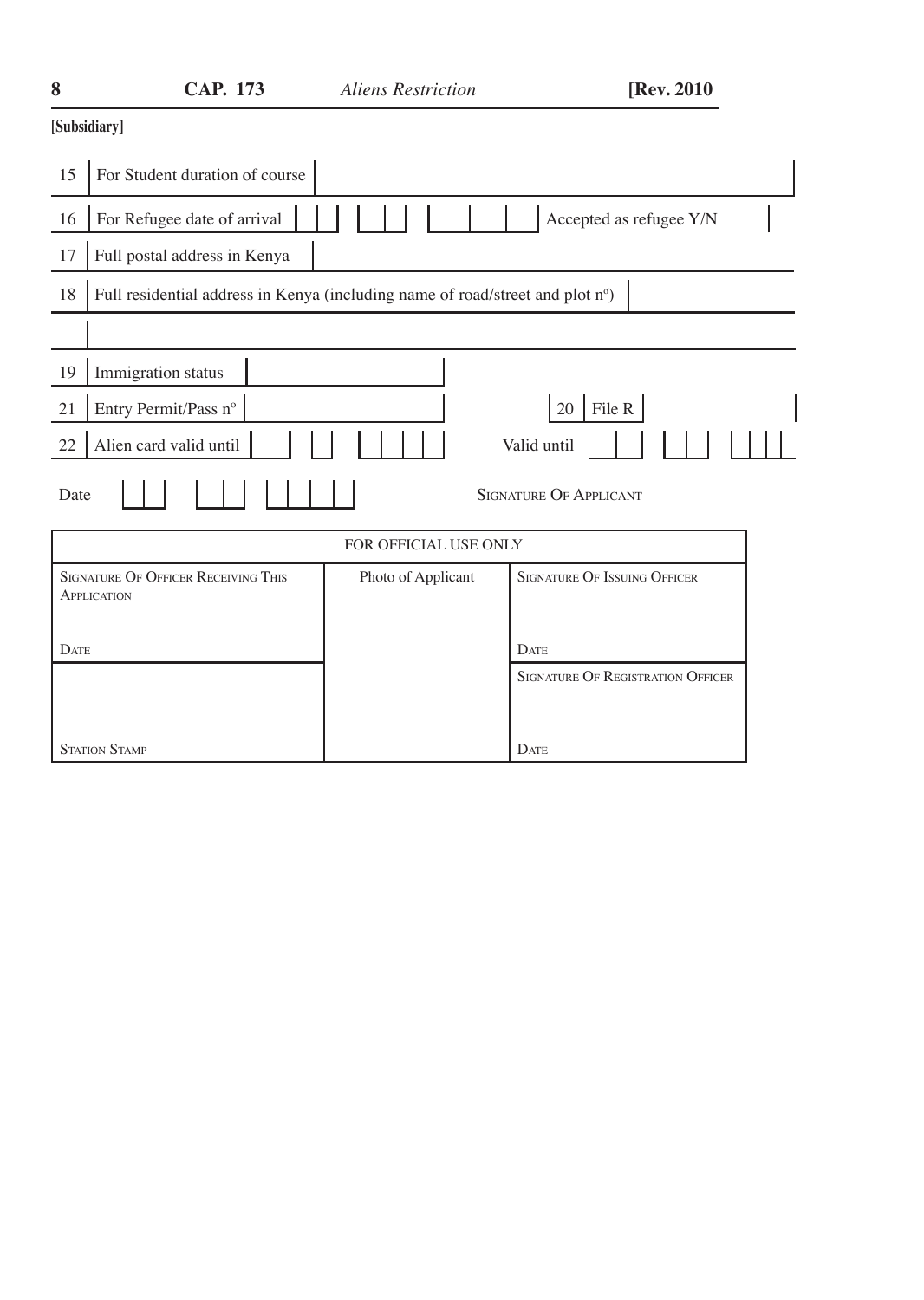[Subsidiary]

| | | |
|---|---|---|
| 15 | For Student duration of course | |
| 16 | For Refugee date of arrival | Accepted as refugee Y/N |
| 17 | Full postal address in Kenya | |
| 18 | Full residential address in Kenya (including name of road/street and plot nº) | |
| | | |
| 19 | Immigration status | |
| 21 | Entry Permit/Pass nº | 20 File R |
| 22 | Alien card valid until | Valid until |

Date SIGNATURE OF APPLICANT

| FOR OFFICIAL USE ONLY | | |
|---|---|---|
| SIGNATURE OF OFFICER RECEIVING THIS APPLICATION<br><br>DATE | Photo of Applicant | SIGNATURE OF ISSUING OFFICER<br><br>DATE |
| STATION STAMP | | SIGNATURE OF REGISTRATION OFFICER<br><br>DATE |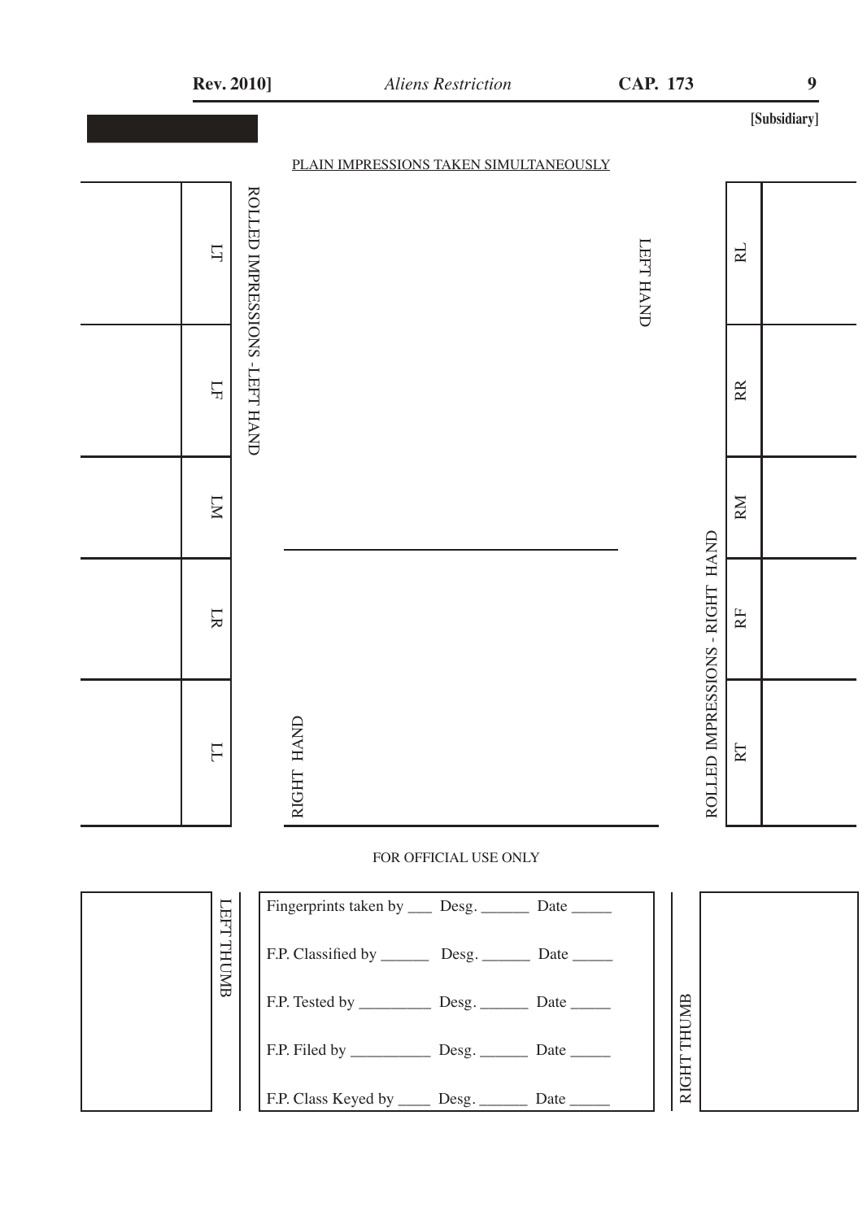[Subsidiary]

PLAIN IMPRESSIONS TAKEN SIMULTANEOUSLY

ROLLED IMPRESSIONS - LEFT HAND

| LT | LF | LM | LR | LL |
|---|---|---|---|---|
| | | | | |

LEFT HAND

RIGHT HAND

ROLLED IMPRESSIONS - RIGHT HAND

| RL | RR | RM | RF | RT |
|---|---|---|---|---|
| | | | | |

FOR OFFICIAL USE ONLY

LEFT THUMB

Fingerprints taken by ___ Desg. ______ Date _____

F.P. Classified by ______ Desg. ______ Date _____

F.P. Tested by _________ Desg. ______ Date _____

F.P. Filed by __________ Desg. ______ Date _____

F.P. Class Keyed by ____ Desg. ______ Date _____

RIGHT THUMB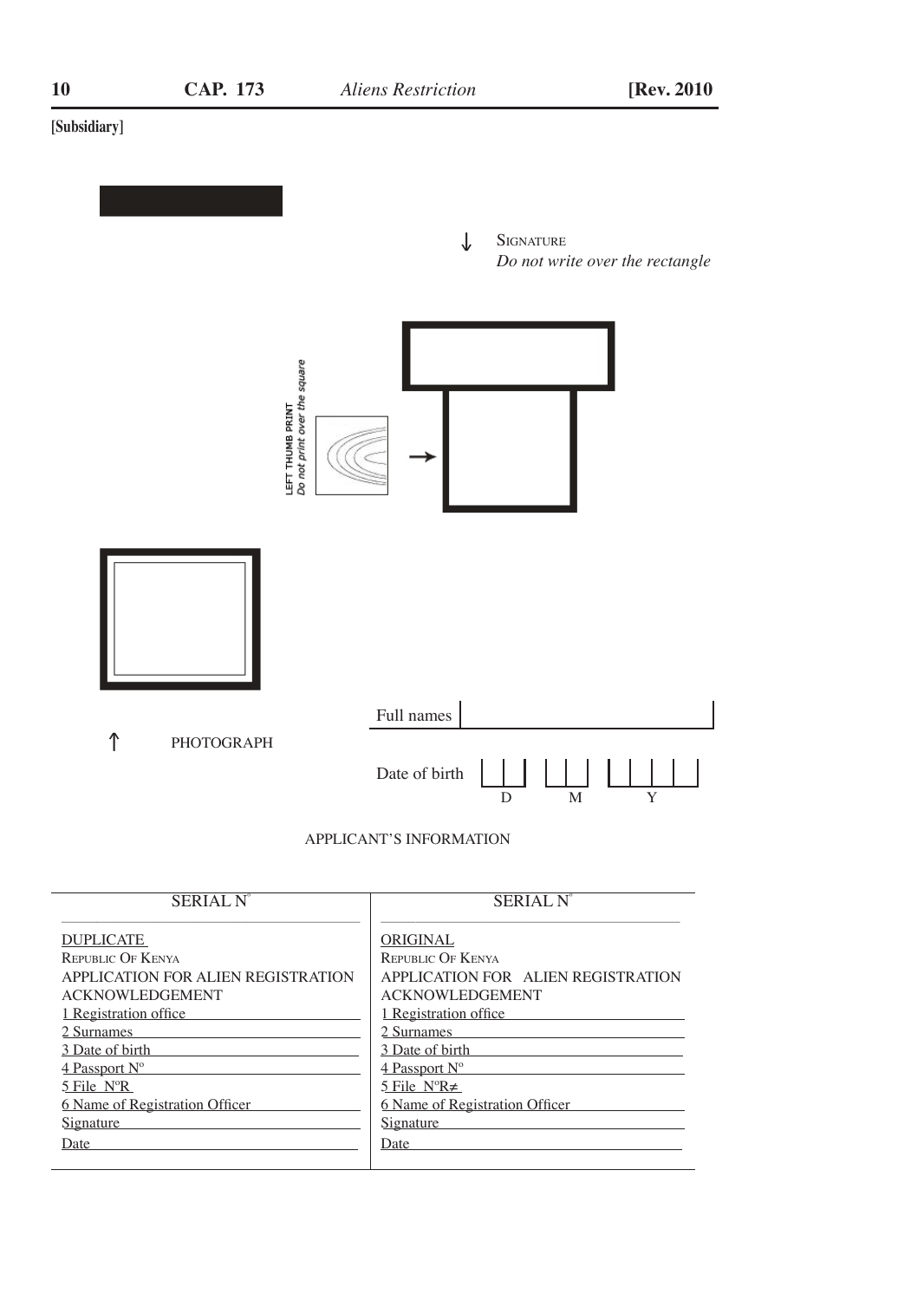[Subsidiary]

↓ SIGNATURE
*Do not write over the rectangle*

LEFT THUMB PRINT
*Do not print over the square*

→

↑ PHOTOGRAPH

Full names

Date of birth D M Y

APPLICANT'S INFORMATION

| SERIAL N° | SERIAL N° |
|---|---|
| DUPLICATE | ORIGINAL |
| REPUBLIC OF KENYA | REPUBLIC OF KENYA |
| APPLICATION FOR ALIEN REGISTRATION ACKNOWLEDGEMENT | APPLICATION FOR ALIEN REGISTRATION ACKNOWLEDGEMENT |
| 1 Registration office | 1 Registration office |
| 2 Surnames | 2 Surnames |
| 3 Date of birth | 3 Date of birth |
| 4 Passport N° | 4 Passport N° |
| 5 File N°R | 5 File N°R≠ |
| 6 Name of Registration Officer | 6 Name of Registration Officer |
| Signature | Signature |
| Date | Date |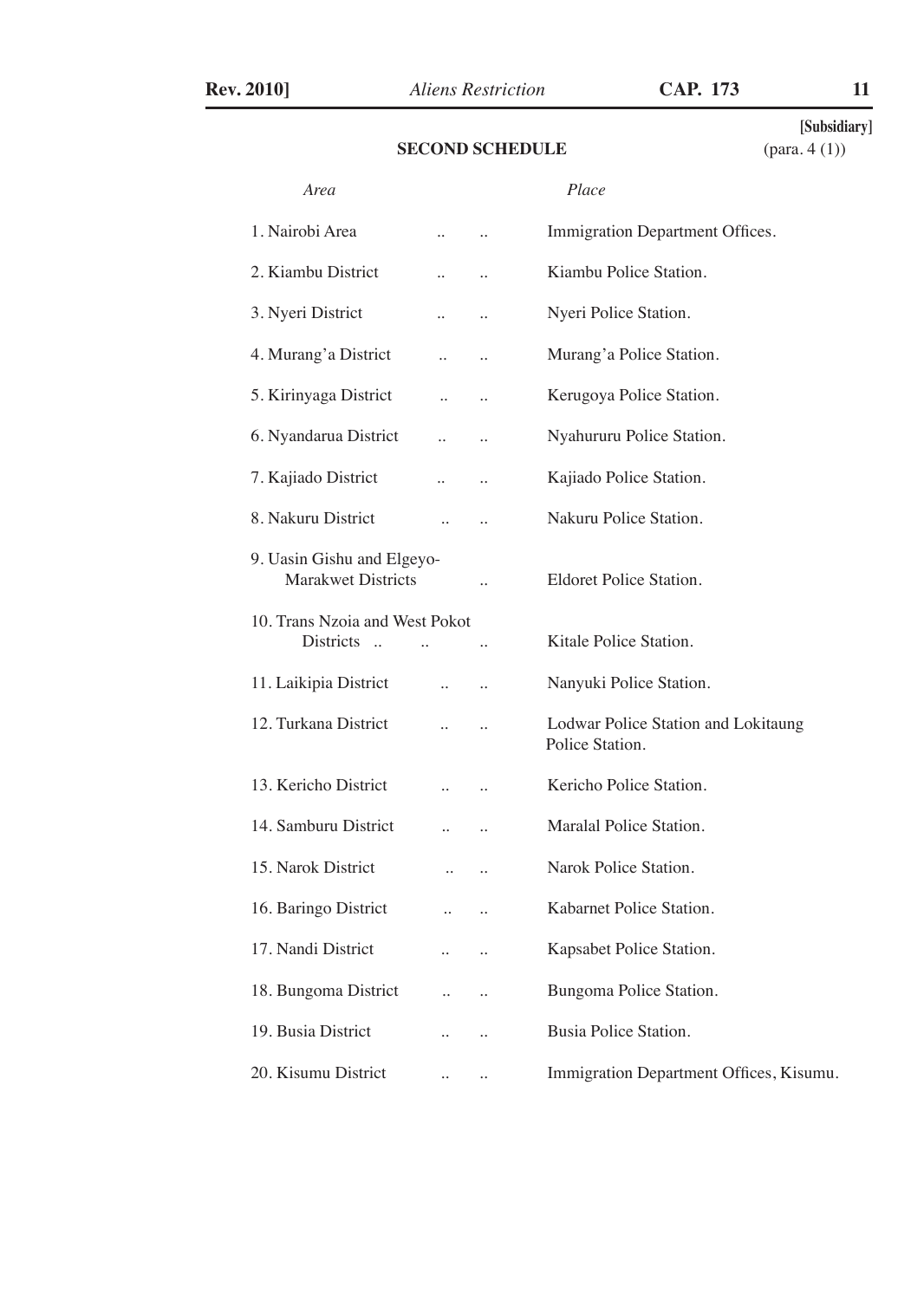**[Subsidiary]**

## SECOND SCHEDULE

(para. 4 (1))

| *Area* | *Place* |
|---|---|
| 1. Nairobi Area .. .. | Immigration Department Offices. |
| 2. Kiambu District .. .. | Kiambu Police Station. |
| 3. Nyeri District .. .. | Nyeri Police Station. |
| 4. Murang'a District .. .. | Murang'a Police Station. |
| 5. Kirinyaga District .. .. | Kerugoya Police Station. |
| 6. Nyandarua District .. .. | Nyahururu Police Station. |
| 7. Kajiado District .. .. | Kajiado Police Station. |
| 8. Nakuru District .. .. | Nakuru Police Station. |
| 9. Uasin Gishu and Elgeyo-Marakwet Districts .. | Eldoret Police Station. |
| 10. Trans Nzoia and West Pokot Districts .. .. .. | Kitale Police Station. |
| 11. Laikipia District .. .. | Nanyuki Police Station. |
| 12. Turkana District .. .. | Lodwar Police Station and Lokitaung Police Station. |
| 13. Kericho District .. .. | Kericho Police Station. |
| 14. Samburu District .. .. | Maralal Police Station. |
| 15. Narok District .. .. | Narok Police Station. |
| 16. Baringo District .. .. | Kabarnet Police Station. |
| 17. Nandi District .. .. | Kapsabet Police Station. |
| 18. Bungoma District .. .. | Bungoma Police Station. |
| 19. Busia District .. .. | Busia Police Station. |
| 20. Kisumu District .. .. | Immigration Department Offices, Kisumu. |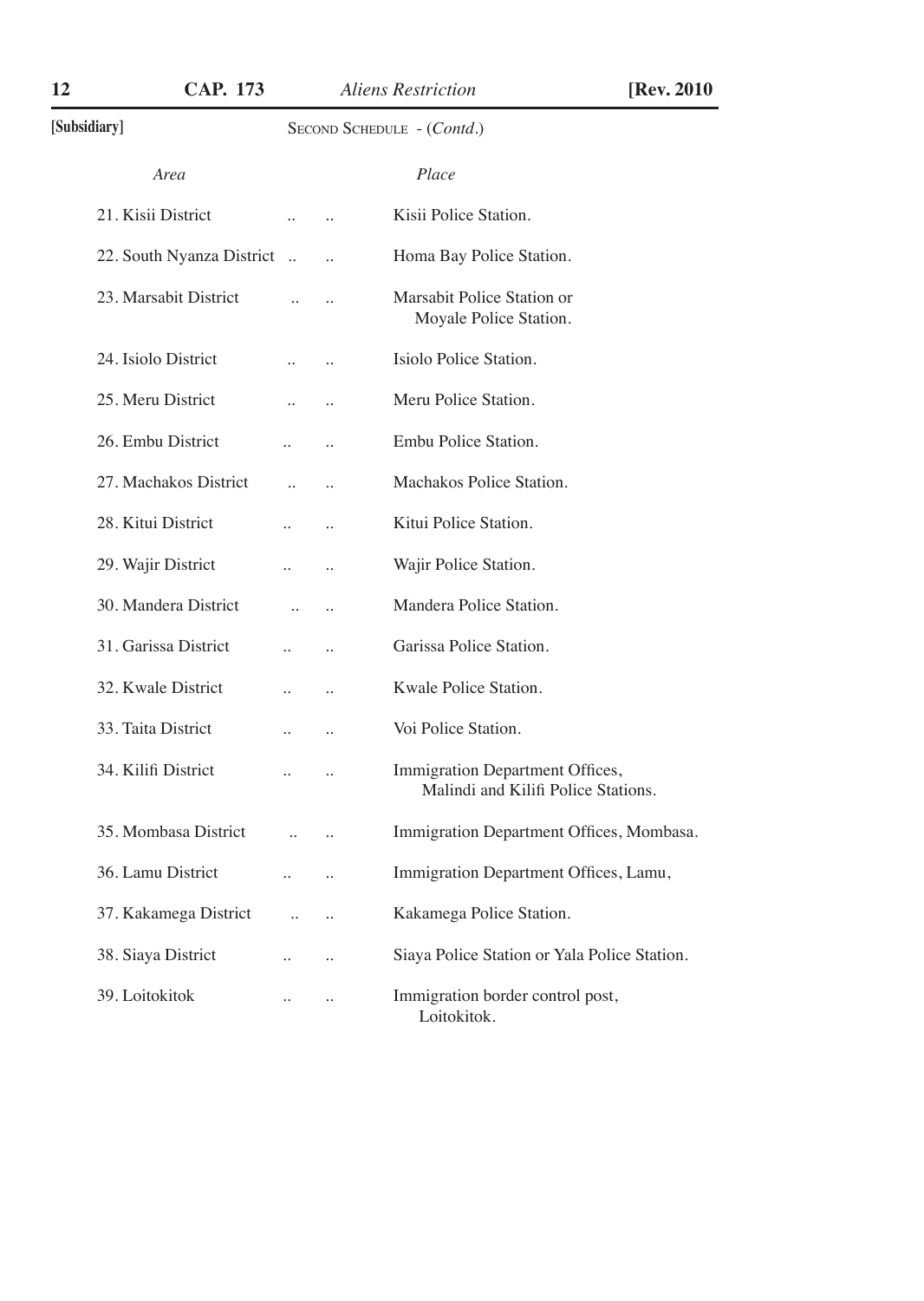[Subsidiary]

SECOND SCHEDULE - (*Contd.*)

| *Area* | *Place* |
|---|---|
| 21. Kisii District .. .. | Kisii Police Station. |
| 22. South Nyanza District .. .. | Homa Bay Police Station. |
| 23. Marsabit District .. .. | Marsabit Police Station or Moyale Police Station. |
| 24. Isiolo District .. .. | Isiolo Police Station. |
| 25. Meru District .. .. | Meru Police Station. |
| 26. Embu District .. .. | Embu Police Station. |
| 27. Machakos District .. .. | Machakos Police Station. |
| 28. Kitui District .. .. | Kitui Police Station. |
| 29. Wajir District .. .. | Wajir Police Station. |
| 30. Mandera District .. .. | Mandera Police Station. |
| 31. Garissa District .. .. | Garissa Police Station. |
| 32. Kwale District .. .. | Kwale Police Station. |
| 33. Taita District .. .. | Voi Police Station. |
| 34. Kilifi District .. .. | Immigration Department Offices, Malindi and Kilifi Police Stations. |
| 35. Mombasa District .. .. | Immigration Department Offices, Mombasa. |
| 36. Lamu District .. .. | Immigration Department Offices, Lamu, |
| 37. Kakamega District .. .. | Kakamega Police Station. |
| 38. Siaya District .. .. | Siaya Police Station or Yala Police Station. |
| 39. Loitokitok .. .. | Immigration border control post, Loitokitok. |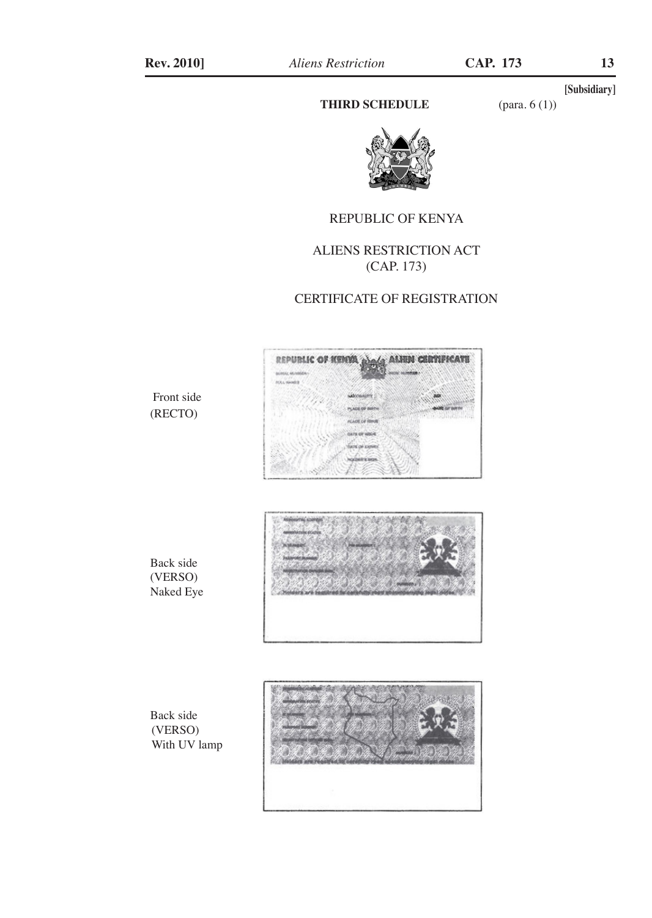[Subsidiary]

## THIRD SCHEDULE

(para. 6 (1))

REPUBLIC OF KENYA

ALIENS RESTRICTION ACT
(CAP. 173)

CERTIFICATE OF REGISTRATION

Front side
(RECTO)

Back side
(VERSO)
Naked Eye

Back side
(VERSO)
With UV lamp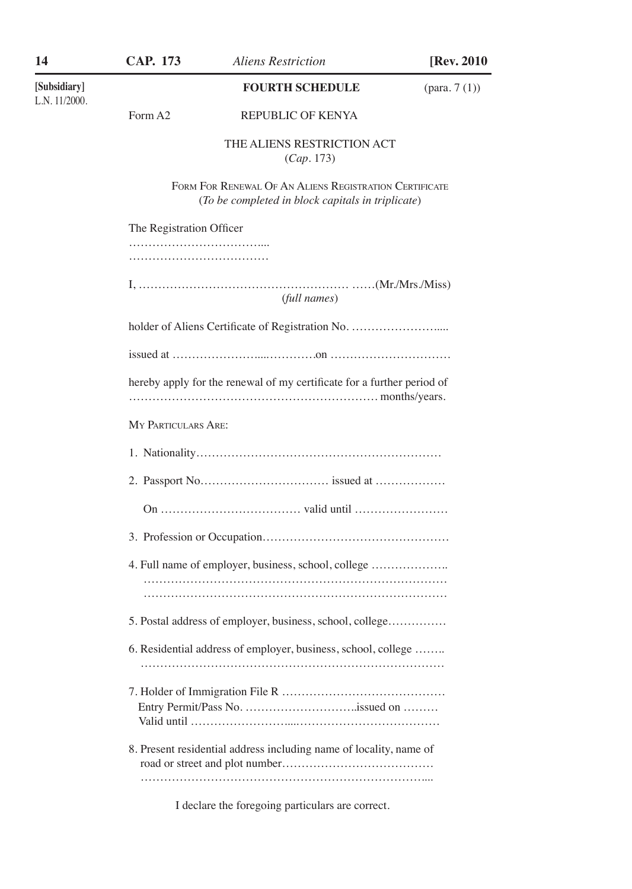[Subsidiary]
L.N. 11/2000.

## FOURTH SCHEDULE

(para. 7 (1))

Form A2

REPUBLIC OF KENYA

THE ALIENS RESTRICTION ACT
(*Cap*. 173)

FORM FOR RENEWAL OF AN ALIENS REGISTRATION CERTIFICATE
(*To be completed in block capitals in triplicate*)

The Registration Officer
……………………………....
………………………………

I, ……………………………………………… ……(Mr./Mrs./Miss)
(*full names*)

holder of Aliens Certificate of Registration No. …………………....

issued at …………………....…………on …………………………

hereby apply for the renewal of my certificate for a further period of ……………………………………………………… months/years.

MY PARTICULARS ARE:

1. Nationality………………………………………………………

2. Passport No…………………………… issued at ………………

   On ……………………………… valid until ……………………

3. Profession or Occupation…………………………………………

4. Full name of employer, business, school, college ………………..
   ……………………………………………………………………
   ……………………………………………………………………

5. Postal address of employer, business, school, college……………

6. Residential address of employer, business, school, college ……..
   ……………………………………………………………………

7. Holder of Immigration File R ……………………………………
   Entry Permit/Pass No. ………………………..issued on ………
   Valid until ……………………....………………………………

8. Present residential address including name of locality, name of road or street and plot number…………………………………
   ……………………………………………………………....

I declare the foregoing particulars are correct.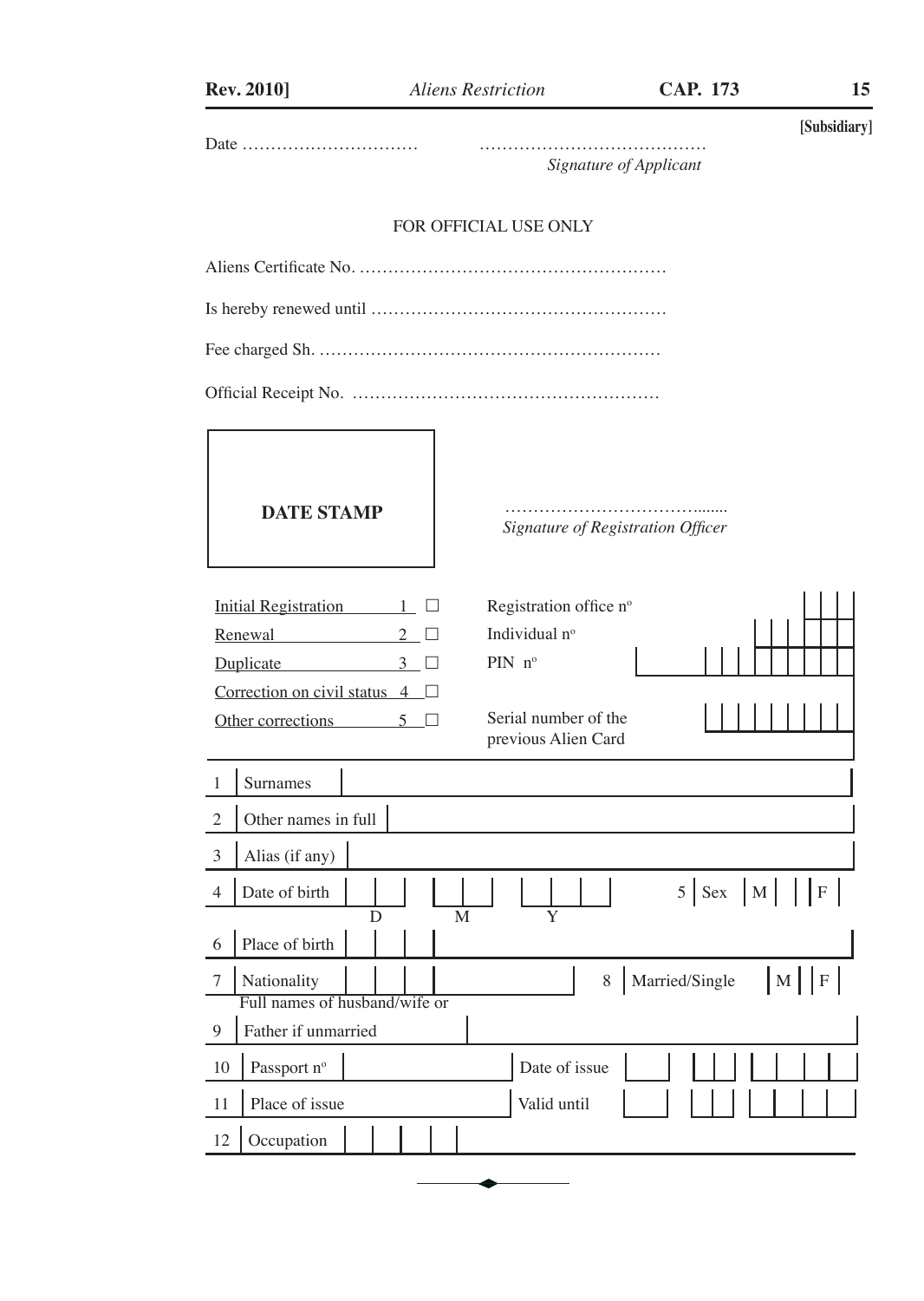[Subsidiary]

Date …………………………   …………………………………
*Signature of Applicant*

FOR OFFICIAL USE ONLY

Aliens Certificate No. ………………………………………………

Is hereby renewed until ……………………………………………

Fee charged Sh. ……………………………………………………

Official Receipt No. ………………………………………………

**DATE STAMP**

……………………………........
*Signature of Registration Officer*

| | | | |
|---|---|---|---|
| Initial Registration | 1 ☐ | Registration office nº | |
| Renewal | 2 ☐ | Individual nº | |
| Duplicate | 3 ☐ | PIN nº | |
| Correction on civil status | 4 ☐ | | |
| Other corrections | 5 ☐ | Serial number of the previous Alien Card | |

| | | | | |
|---|---|---|---|---|
| 1 | Surnames | | | |
| 2 | Other names in full | | | |
| 3 | Alias (if any) | | | |
| 4 | Date of birth (D M Y) | | 5 Sex | M F |
| 6 | Place of birth | | | |
| 7 | Nationality | | 8 Married/Single | M F |
| 9 | Full names of husband/wife or Father if unmarried | | | |
| 10 | Passport nº | | Date of issue | |
| 11 | Place of issue | | Valid until | |
| 12 | Occupation | | | |